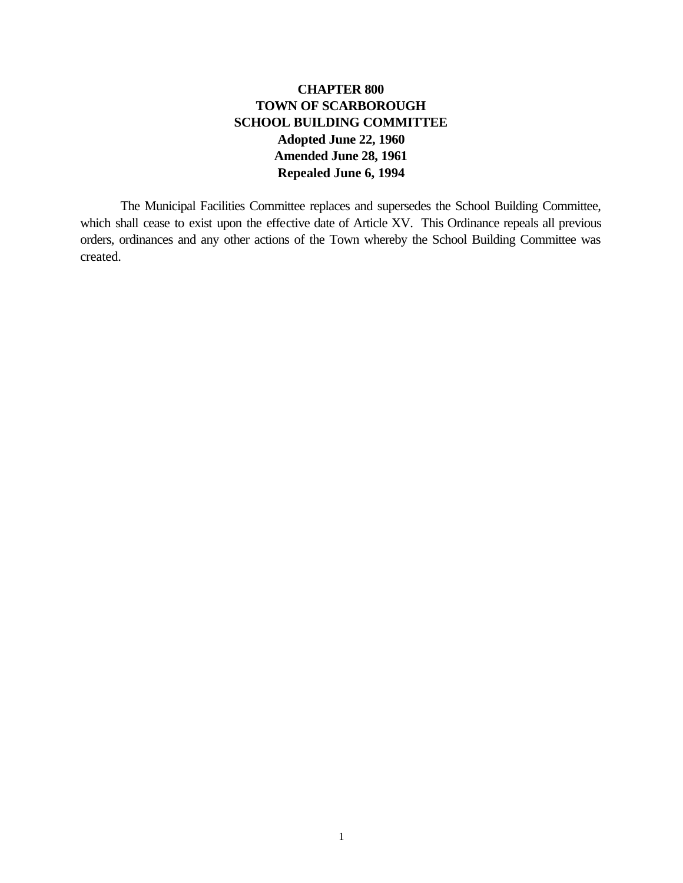# CHAPTER 800
# TOWN OF SCARBOROUGH
# SCHOOL BUILDING COMMITTEE

**Adopted June 22, 1960**
**Amended June 28, 1961**
**Repealed June 6, 1994**

The Municipal Facilities Committee replaces and supersedes the School Building Committee, which shall cease to exist upon the effective date of Article XV. This Ordinance repeals all previous orders, ordinances and any other actions of the Town whereby the School Building Committee was created.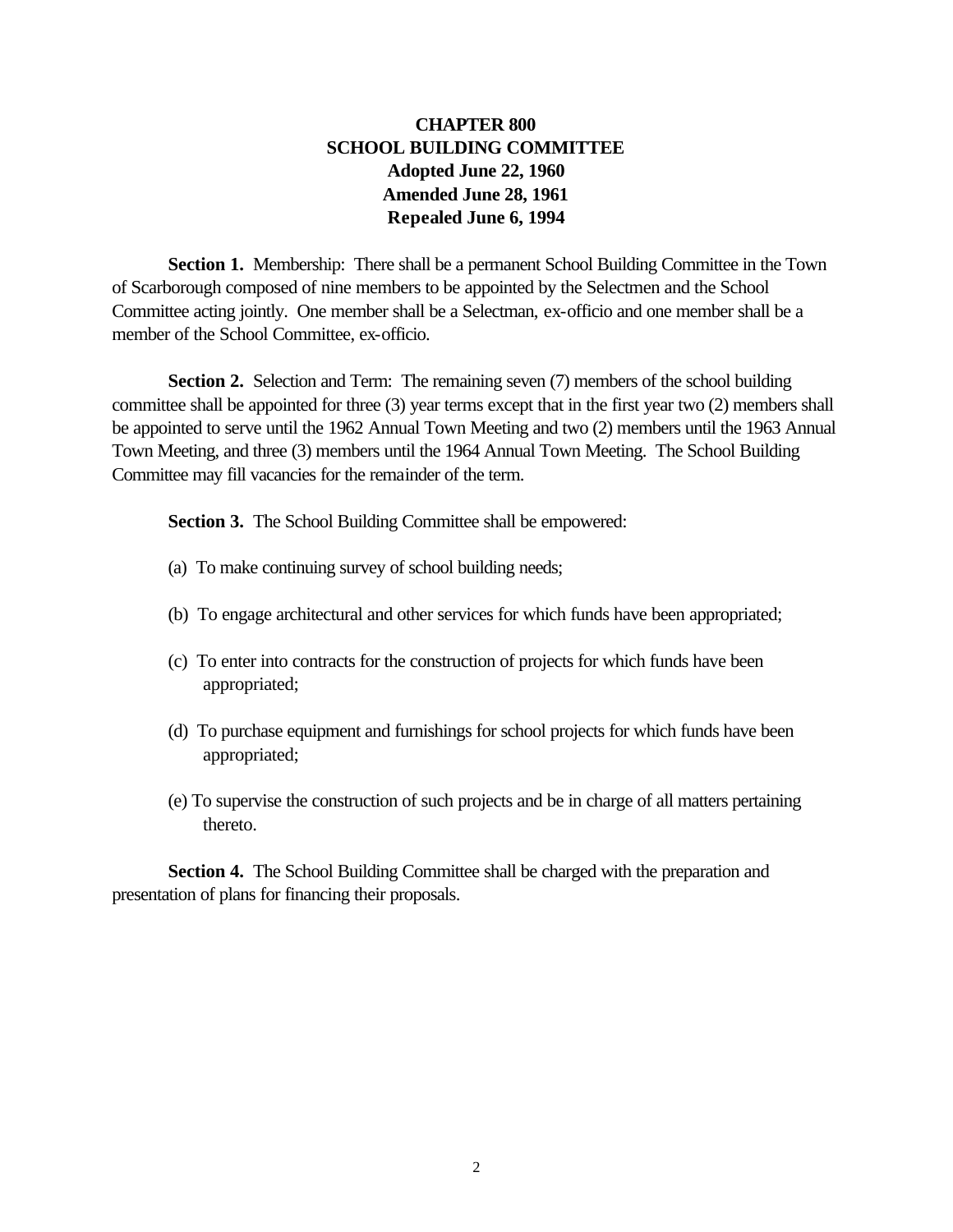# CHAPTER 800
# SCHOOL BUILDING COMMITTEE
**Adopted June 22, 1960**
**Amended June 28, 1961**
**Repealed June 6, 1994**

**Section 1.** Membership: There shall be a permanent School Building Committee in the Town of Scarborough composed of nine members to be appointed by the Selectmen and the School Committee acting jointly. One member shall be a Selectman, ex-officio and one member shall be a member of the School Committee, ex-officio.

**Section 2.** Selection and Term: The remaining seven (7) members of the school building committee shall be appointed for three (3) year terms except that in the first year two (2) members shall be appointed to serve until the 1962 Annual Town Meeting and two (2) members until the 1963 Annual Town Meeting, and three (3) members until the 1964 Annual Town Meeting. The School Building Committee may fill vacancies for the remainder of the term.

**Section 3.** The School Building Committee shall be empowered:

(a) To make continuing survey of school building needs;

(b) To engage architectural and other services for which funds have been appropriated;

(c) To enter into contracts for the construction of projects for which funds have been appropriated;

(d) To purchase equipment and furnishings for school projects for which funds have been appropriated;

(e) To supervise the construction of such projects and be in charge of all matters pertaining thereto.

**Section 4.** The School Building Committee shall be charged with the preparation and presentation of plans for financing their proposals.